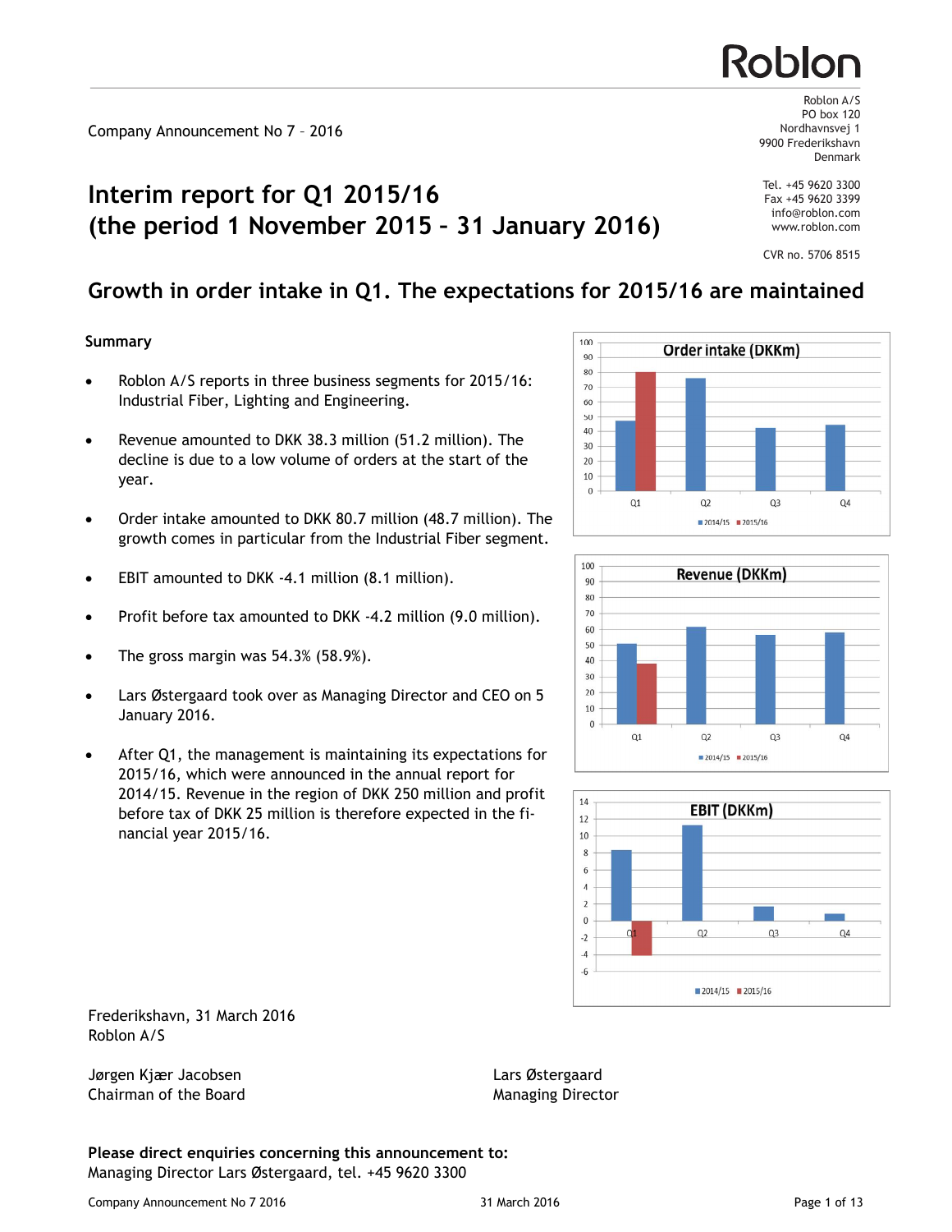# Roblon

Company Announcement No 7 – 2016

Roblon A/S
PO box 120
Nordhavnsvej 1
9900 Frederikshavn
Denmark

Tel. +45 9620 3300
Fax +45 9620 3399
info@roblon.com
www.roblon.com

CVR no. 5706 8515

# Interim report for Q1 2015/16 (the period 1 November 2015 – 31 January 2016)

## Growth in order intake in Q1. The expectations for 2015/16 are maintained

### Summary

- Roblon A/S reports in three business segments for 2015/16: Industrial Fiber, Lighting and Engineering.
- Revenue amounted to DKK 38.3 million (51.2 million). The decline is due to a low volume of orders at the start of the year.
- Order intake amounted to DKK 80.7 million (48.7 million). The growth comes in particular from the Industrial Fiber segment.
- EBIT amounted to DKK -4.1 million (8.1 million).
- Profit before tax amounted to DKK -4.2 million (9.0 million).
- The gross margin was 54.3% (58.9%).
- Lars Østergaard took over as Managing Director and CEO on 5 January 2016.
- After Q1, the management is maintaining its expectations for 2015/16, which were announced in the annual report for 2014/15. Revenue in the region of DKK 250 million and profit before tax of DKK 25 million is therefore expected in the financial year 2015/16.

Frederikshavn, 31 March 2016
Roblon A/S

Jørgen Kjær Jacobsen
Chairman of the Board

Lars Østergaard
Managing Director

**Please direct enquiries concerning this announcement to:**
Managing Director Lars Østergaard, tel. +45 9620 3300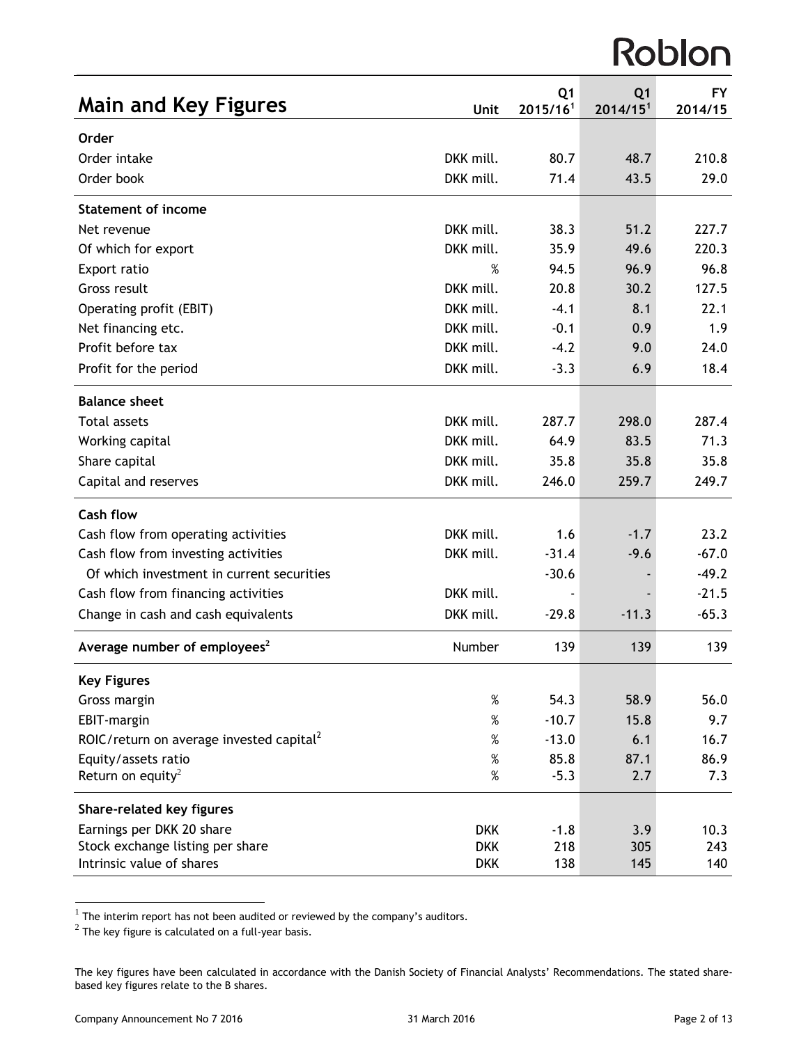## Main and Key Figures

| | Unit | Q1 2015/16[1] | Q1 2014/15[1] | FY 2014/15 |
|---|---|---|---|---|
| **Order** | | | | |
| Order intake | DKK mill. | 80.7 | 48.7 | 210.8 |
| Order book | DKK mill. | 71.4 | 43.5 | 29.0 |
| **Statement of income** | | | | |
| Net revenue | DKK mill. | 38.3 | 51.2 | 227.7 |
| Of which for export | DKK mill. | 35.9 | 49.6 | 220.3 |
| Export ratio | % | 94.5 | 96.9 | 96.8 |
| Gross result | DKK mill. | 20.8 | 30.2 | 127.5 |
| Operating profit (EBIT) | DKK mill. | -4.1 | 8.1 | 22.1 |
| Net financing etc. | DKK mill. | -0.1 | 0.9 | 1.9 |
| Profit before tax | DKK mill. | -4.2 | 9.0 | 24.0 |
| Profit for the period | DKK mill. | -3.3 | 6.9 | 18.4 |
| **Balance sheet** | | | | |
| Total assets | DKK mill. | 287.7 | 298.0 | 287.4 |
| Working capital | DKK mill. | 64.9 | 83.5 | 71.3 |
| Share capital | DKK mill. | 35.8 | 35.8 | 35.8 |
| Capital and reserves | DKK mill. | 246.0 | 259.7 | 249.7 |
| **Cash flow** | | | | |
| Cash flow from operating activities | DKK mill. | 1.6 | -1.7 | 23.2 |
| Cash flow from investing activities | DKK mill. | -31.4 | -9.6 | -67.0 |
| Of which investment in current securities | | -30.6 | - | -49.2 |
| Cash flow from financing activities | DKK mill. | - | - | -21.5 |
| Change in cash and cash equivalents | DKK mill. | -29.8 | -11.3 | -65.3 |
| **Average number of employees[2]** | Number | 139 | 139 | 139 |
| **Key Figures** | | | | |
| Gross margin | % | 54.3 | 58.9 | 56.0 |
| EBIT-margin | % | -10.7 | 15.8 | 9.7 |
| ROIC/return on average invested capital[2] | % | -13.0 | 6.1 | 16.7 |
| Equity/assets ratio | % | 85.8 | 87.1 | 86.9 |
| Return on equity[2] | % | -5.3 | 2.7 | 7.3 |
| **Share-related key figures** | | | | |
| Earnings per DKK 20 share | DKK | -1.8 | 3.9 | 10.3 |
| Stock exchange listing per share | DKK | 218 | 305 | 243 |
| Intrinsic value of shares | DKK | 138 | 145 | 140 |

[1] The interim report has not been audited or reviewed by the company's auditors.
[2] The key figure is calculated on a full-year basis.

The key figures have been calculated in accordance with the Danish Society of Financial Analysts' Recommendations. The stated share-based key figures relate to the B shares.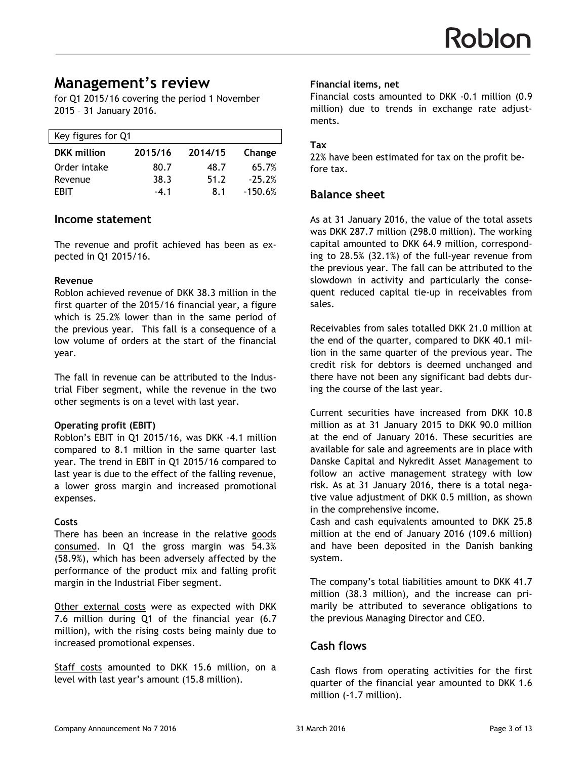# Management's review

for Q1 2015/16 covering the period 1 November 2015 – 31 January 2016.

| Key figures for Q1 | | | |
|---|---|---|---|
| **DKK million** | **2015/16** | **2014/15** | **Change** |
| Order intake | 80.7 | 48.7 | 65.7% |
| Revenue | 38.3 | 51.2 | -25.2% |
| EBIT | -4.1 | 8.1 | -150.6% |

## Income statement

The revenue and profit achieved has been as expected in Q1 2015/16.

**Revenue**

Roblon achieved revenue of DKK 38.3 million in the first quarter of the 2015/16 financial year, a figure which is 25.2% lower than in the same period of the previous year. This fall is a consequence of a low volume of orders at the start of the financial year.

The fall in revenue can be attributed to the Industrial Fiber segment, while the revenue in the two other segments is on a level with last year.

**Operating profit (EBIT)**

Roblon's EBIT in Q1 2015/16, was DKK -4.1 million compared to 8.1 million in the same quarter last year. The trend in EBIT in Q1 2015/16 compared to last year is due to the effect of the falling revenue, a lower gross margin and increased promotional expenses.

**Costs**

There has been an increase in the relative goods consumed. In Q1 the gross margin was 54.3% (58.9%), which has been adversely affected by the performance of the product mix and falling profit margin in the Industrial Fiber segment.

Other external costs were as expected with DKK 7.6 million during Q1 of the financial year (6.7 million), with the rising costs being mainly due to increased promotional expenses.

Staff costs amounted to DKK 15.6 million, on a level with last year's amount (15.8 million).

**Financial items, net**

Financial costs amounted to DKK -0.1 million (0.9 million) due to trends in exchange rate adjustments.

**Tax**

22% have been estimated for tax on the profit before tax.

## Balance sheet

As at 31 January 2016, the value of the total assets was DKK 287.7 million (298.0 million). The working capital amounted to DKK 64.9 million, corresponding to 28.5% (32.1%) of the full-year revenue from the previous year. The fall can be attributed to the slowdown in activity and particularly the consequent reduced capital tie-up in receivables from sales.

Receivables from sales totalled DKK 21.0 million at the end of the quarter, compared to DKK 40.1 million in the same quarter of the previous year. The credit risk for debtors is deemed unchanged and there have not been any significant bad debts during the course of the last year.

Current securities have increased from DKK 10.8 million as at 31 January 2015 to DKK 90.0 million at the end of January 2016. These securities are available for sale and agreements are in place with Danske Capital and Nykredit Asset Management to follow an active management strategy with low risk. As at 31 January 2016, there is a total negative value adjustment of DKK 0.5 million, as shown in the comprehensive income.

Cash and cash equivalents amounted to DKK 25.8 million at the end of January 2016 (109.6 million) and have been deposited in the Danish banking system.

The company's total liabilities amount to DKK 41.7 million (38.3 million), and the increase can primarily be attributed to severance obligations to the previous Managing Director and CEO.

## Cash flows

Cash flows from operating activities for the first quarter of the financial year amounted to DKK 1.6 million (-1.7 million).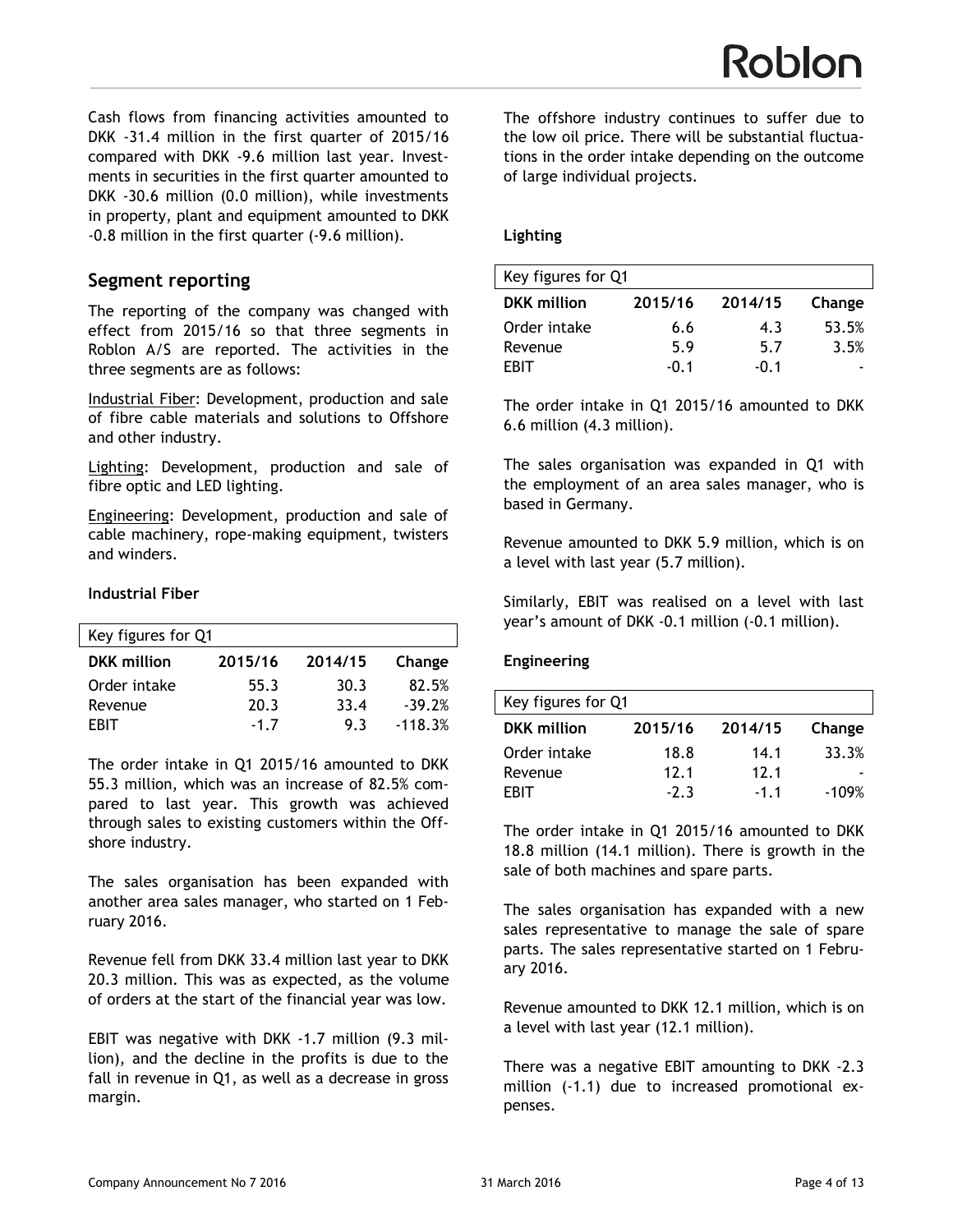Cash flows from financing activities amounted to DKK -31.4 million in the first quarter of 2015/16 compared with DKK -9.6 million last year. Investments in securities in the first quarter amounted to DKK -30.6 million (0.0 million), while investments in property, plant and equipment amounted to DKK -0.8 million in the first quarter (-9.6 million).

## Segment reporting

The reporting of the company was changed with effect from 2015/16 so that three segments in Roblon A/S are reported. The activities in the three segments are as follows:

Industrial Fiber: Development, production and sale of fibre cable materials and solutions to Offshore and other industry.

Lighting: Development, production and sale of fibre optic and LED lighting.

Engineering: Development, production and sale of cable machinery, rope-making equipment, twisters and winders.

### Industrial Fiber

| Key figures for Q1 | | | |
|---|---|---|---|
| **DKK million** | **2015/16** | **2014/15** | **Change** |
| Order intake | 55.3 | 30.3 | 82.5% |
| Revenue | 20.3 | 33.4 | -39.2% |
| EBIT | -1.7 | 9.3 | -118.3% |

The order intake in Q1 2015/16 amounted to DKK 55.3 million, which was an increase of 82.5% compared to last year. This growth was achieved through sales to existing customers within the Offshore industry.

The sales organisation has been expanded with another area sales manager, who started on 1 February 2016.

Revenue fell from DKK 33.4 million last year to DKK 20.3 million. This was as expected, as the volume of orders at the start of the financial year was low.

EBIT was negative with DKK -1.7 million (9.3 million), and the decline in the profits is due to the fall in revenue in Q1, as well as a decrease in gross margin.

The offshore industry continues to suffer due to the low oil price. There will be substantial fluctuations in the order intake depending on the outcome of large individual projects.

### Lighting

| Key figures for Q1 | | | |
|---|---|---|---|
| **DKK million** | **2015/16** | **2014/15** | **Change** |
| Order intake | 6.6 | 4.3 | 53.5% |
| Revenue | 5.9 | 5.7 | 3.5% |
| EBIT | -0.1 | -0.1 | - |

The order intake in Q1 2015/16 amounted to DKK 6.6 million (4.3 million).

The sales organisation was expanded in Q1 with the employment of an area sales manager, who is based in Germany.

Revenue amounted to DKK 5.9 million, which is on a level with last year (5.7 million).

Similarly, EBIT was realised on a level with last year's amount of DKK -0.1 million (-0.1 million).

### Engineering

| Key figures for Q1 | | | |
|---|---|---|---|
| **DKK million** | **2015/16** | **2014/15** | **Change** |
| Order intake | 18.8 | 14.1 | 33.3% |
| Revenue | 12.1 | 12.1 | - |
| EBIT | -2.3 | -1.1 | -109% |

The order intake in Q1 2015/16 amounted to DKK 18.8 million (14.1 million). There is growth in the sale of both machines and spare parts.

The sales organisation has expanded with a new sales representative to manage the sale of spare parts. The sales representative started on 1 February 2016.

Revenue amounted to DKK 12.1 million, which is on a level with last year (12.1 million).

There was a negative EBIT amounting to DKK -2.3 million (-1.1) due to increased promotional expenses.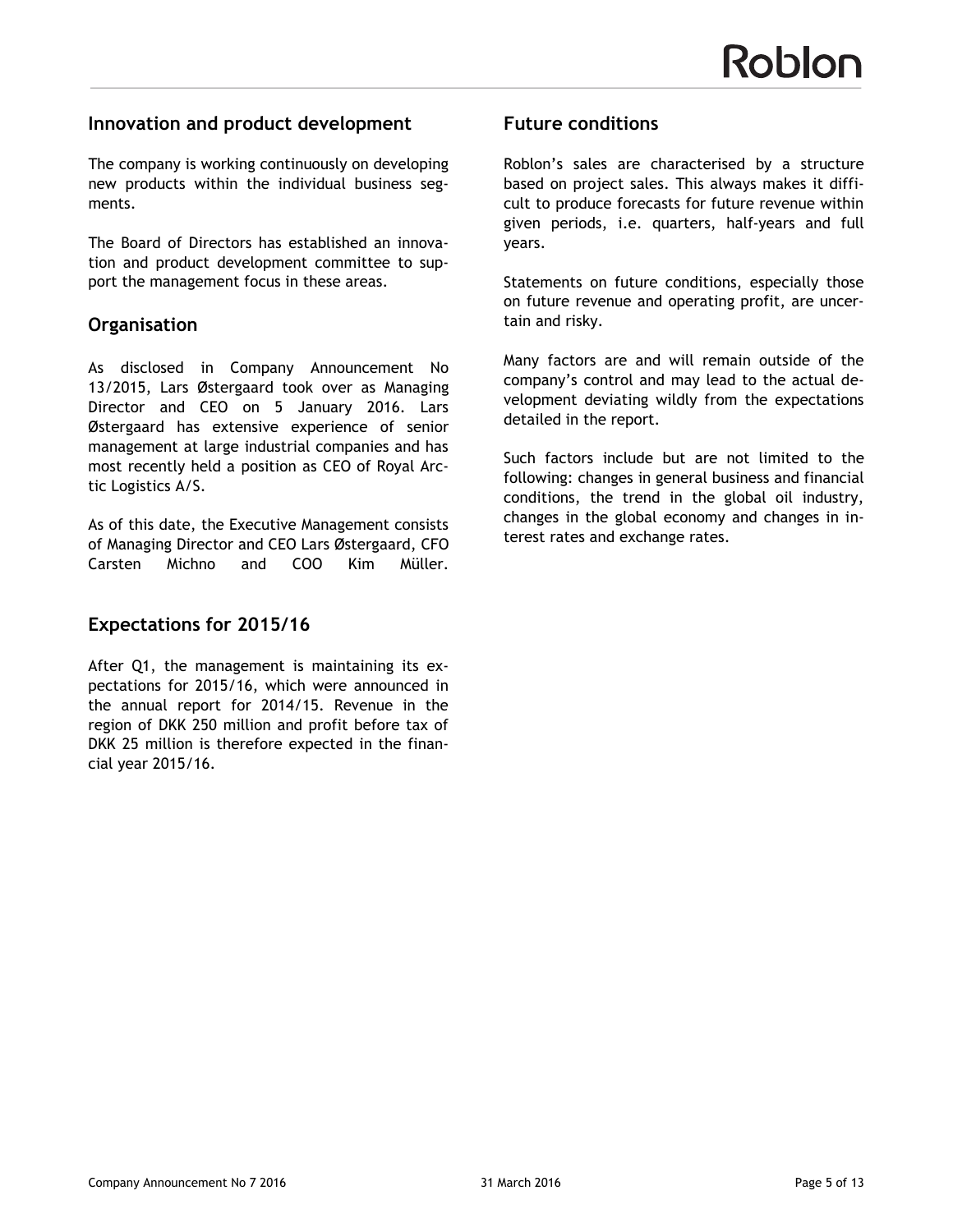## Innovation and product development

The company is working continuously on developing new products within the individual business segments.

The Board of Directors has established an innovation and product development committee to support the management focus in these areas.

## Organisation

As disclosed in Company Announcement No 13/2015, Lars Østergaard took over as Managing Director and CEO on 5 January 2016. Lars Østergaard has extensive experience of senior management at large industrial companies and has most recently held a position as CEO of Royal Arctic Logistics A/S.

As of this date, the Executive Management consists of Managing Director and CEO Lars Østergaard, CFO Carsten Michno and COO Kim Müller.

## Expectations for 2015/16

After Q1, the management is maintaining its expectations for 2015/16, which were announced in the annual report for 2014/15. Revenue in the region of DKK 250 million and profit before tax of DKK 25 million is therefore expected in the financial year 2015/16.

## Future conditions

Roblon's sales are characterised by a structure based on project sales. This always makes it difficult to produce forecasts for future revenue within given periods, i.e. quarters, half-years and full years.

Statements on future conditions, especially those on future revenue and operating profit, are uncertain and risky.

Many factors are and will remain outside of the company's control and may lead to the actual development deviating wildly from the expectations detailed in the report.

Such factors include but are not limited to the following: changes in general business and financial conditions, the trend in the global oil industry, changes in the global economy and changes in interest rates and exchange rates.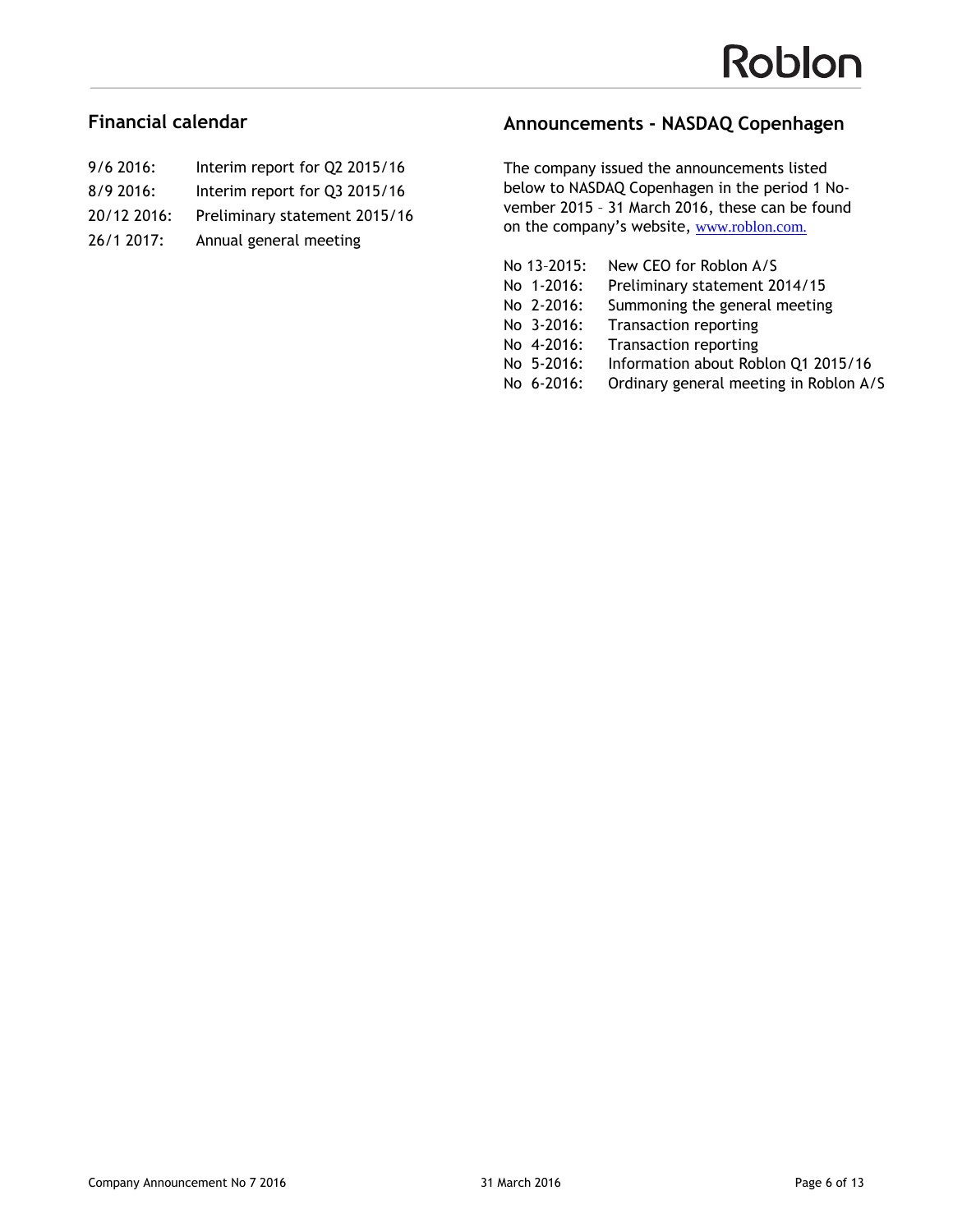## Financial calendar

| | |
|---|---|
| 9/6 2016: | Interim report for Q2 2015/16 |
| 8/9 2016: | Interim report for Q3 2015/16 |
| 20/12 2016: | Preliminary statement 2015/16 |
| 26/1 2017: | Annual general meeting |

## Announcements - NASDAQ Copenhagen

The company issued the announcements listed below to NASDAQ Copenhagen in the period 1 November 2015 – 31 March 2016, these can be found on the company's website, www.roblon.com.

| | |
|---|---|
| No 13-2015: | New CEO for Roblon A/S |
| No 1-2016: | Preliminary statement 2014/15 |
| No 2-2016: | Summoning the general meeting |
| No 3-2016: | Transaction reporting |
| No 4-2016: | Transaction reporting |
| No 5-2016: | Information about Roblon Q1 2015/16 |
| No 6-2016: | Ordinary general meeting in Roblon A/S |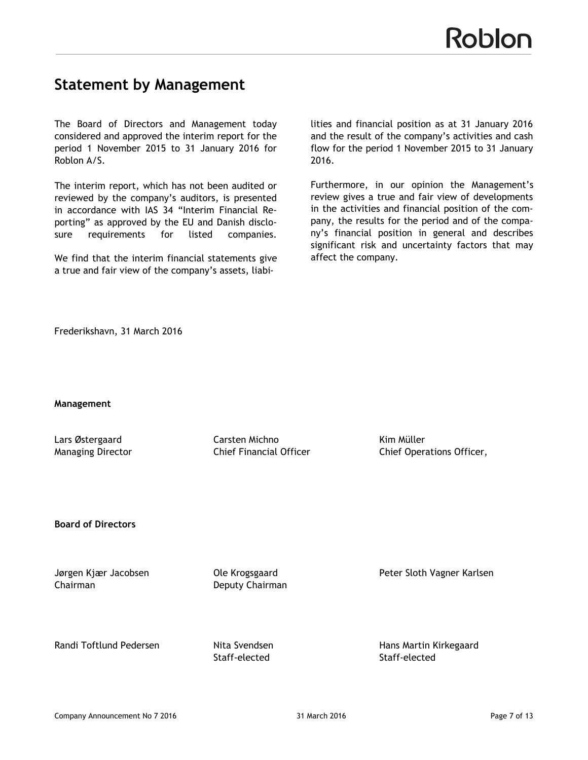# Statement by Management

The Board of Directors and Management today considered and approved the interim report for the period 1 November 2015 to 31 January 2016 for Roblon A/S.

The interim report, which has not been audited or reviewed by the company's auditors, is presented in accordance with IAS 34 "Interim Financial Reporting" as approved by the EU and Danish disclosure requirements for listed companies.

We find that the interim financial statements give a true and fair view of the company's assets, liabilities and financial position as at 31 January 2016 and the result of the company's activities and cash flow for the period 1 November 2015 to 31 January 2016.

Furthermore, in our opinion the Management's review gives a true and fair view of developments in the activities and financial position of the company, the results for the period and of the company's financial position in general and describes significant risk and uncertainty factors that may affect the company.

Frederikshavn, 31 March 2016

**Management**

| | | |
|---|---|---|
| Lars Østergaard<br>Managing Director | Carsten Michno<br>Chief Financial Officer | Kim Müller<br>Chief Operations Officer, |

**Board of Directors**

| | | |
|---|---|---|
| Jørgen Kjær Jacobsen<br>Chairman | Ole Krogsgaard<br>Deputy Chairman | Peter Sloth Vagner Karlsen |
| Randi Toftlund Pedersen | Nita Svendsen<br>Staff-elected | Hans Martin Kirkegaard<br>Staff-elected |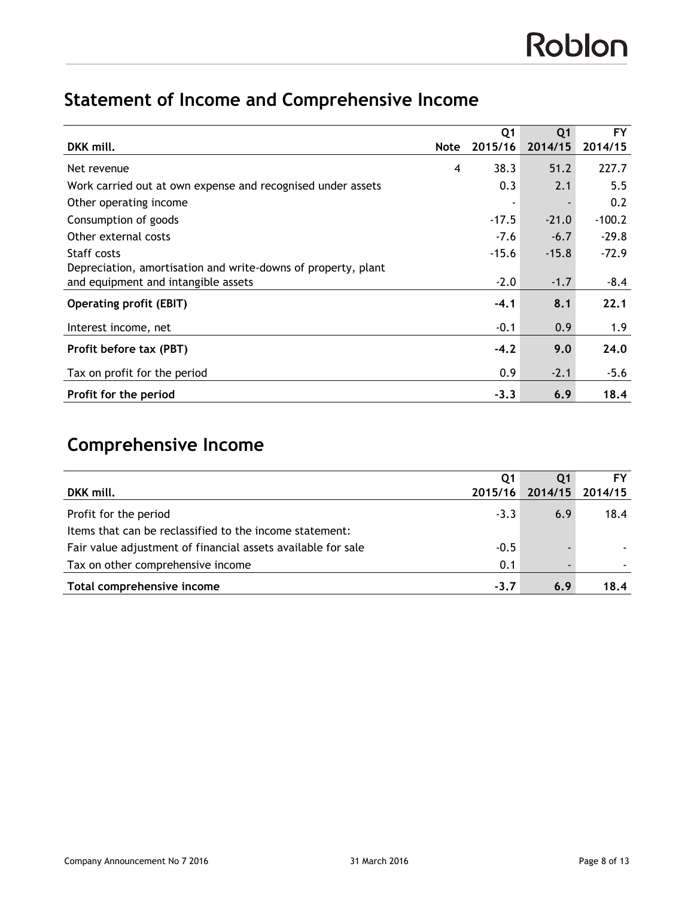## Statement of Income and Comprehensive Income

| DKK mill. | Note | Q1 2015/16 | Q1 2014/15 | FY 2014/15 |
|---|---|---|---|---|
| Net revenue | 4 | 38.3 | 51.2 | 227.7 |
| Work carried out at own expense and recognised under assets | | 0.3 | 2.1 | 5.5 |
| Other operating income | | - | - | 0.2 |
| Consumption of goods | | -17.5 | -21.0 | -100.2 |
| Other external costs | | -7.6 | -6.7 | -29.8 |
| Staff costs | | -15.6 | -15.8 | -72.9 |
| Depreciation, amortisation and write-downs of property, plant and equipment and intangible assets | | -2.0 | -1.7 | -8.4 |
| **Operating profit (EBIT)** | | **-4.1** | **8.1** | **22.1** |
| Interest income, net | | -0.1 | 0.9 | 1.9 |
| **Profit before tax (PBT)** | | **-4.2** | **9.0** | **24.0** |
| Tax on profit for the period | | 0.9 | -2.1 | -5.6 |
| **Profit for the period** | | **-3.3** | **6.9** | **18.4** |

## Comprehensive Income

| DKK mill. | Q1 2015/16 | Q1 2014/15 | FY 2014/15 |
|---|---|---|---|
| Profit for the period | -3.3 | 6.9 | 18.4 |
| Items that can be reclassified to the income statement: | | | |
| Fair value adjustment of financial assets available for sale | -0.5 | - | - |
| Tax on other comprehensive income | 0.1 | - | - |
| **Total comprehensive income** | **-3.7** | **6.9** | **18.4** |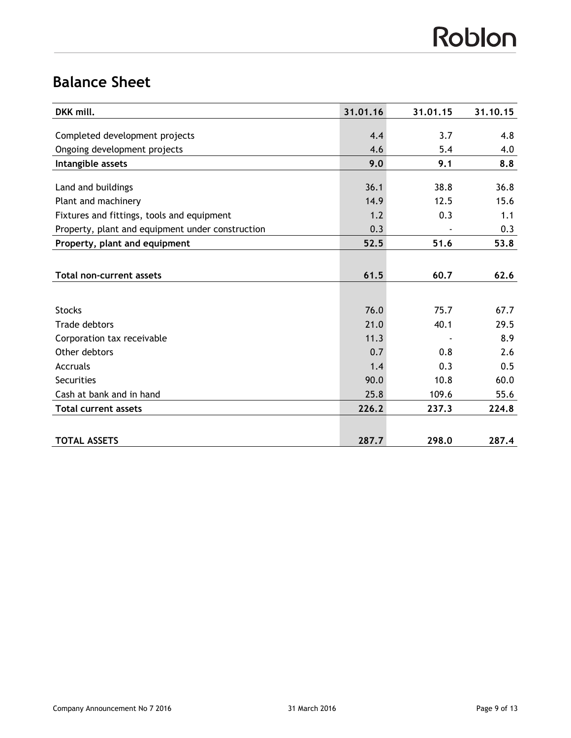# Balance Sheet

| DKK mill. | 31.01.16 | 31.01.15 | 31.10.15 |
|---|---|---|---|
| Completed development projects | 4.4 | 3.7 | 4.8 |
| Ongoing development projects | 4.6 | 5.4 | 4.0 |
| **Intangible assets** | **9.0** | **9.1** | **8.8** |
| Land and buildings | 36.1 | 38.8 | 36.8 |
| Plant and machinery | 14.9 | 12.5 | 15.6 |
| Fixtures and fittings, tools and equipment | 1.2 | 0.3 | 1.1 |
| Property, plant and equipment under construction | 0.3 | - | 0.3 |
| **Property, plant and equipment** | **52.5** | **51.6** | **53.8** |
| **Total non-current assets** | **61.5** | **60.7** | **62.6** |
| Stocks | 76.0 | 75.7 | 67.7 |
| Trade debtors | 21.0 | 40.1 | 29.5 |
| Corporation tax receivable | 11.3 | - | 8.9 |
| Other debtors | 0.7 | 0.8 | 2.6 |
| Accruals | 1.4 | 0.3 | 0.5 |
| Securities | 90.0 | 10.8 | 60.0 |
| Cash at bank and in hand | 25.8 | 109.6 | 55.6 |
| **Total current assets** | **226.2** | **237.3** | **224.8** |
| **TOTAL ASSETS** | **287.7** | **298.0** | **287.4** |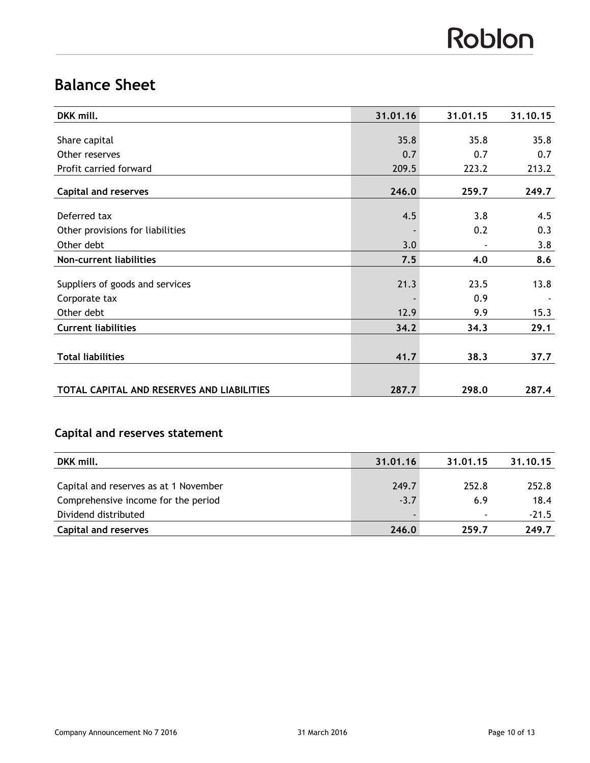## Balance Sheet

| DKK mill. | 31.01.16 | 31.01.15 | 31.10.15 |
|---|---|---|---|
| Share capital | 35.8 | 35.8 | 35.8 |
| Other reserves | 0.7 | 0.7 | 0.7 |
| Profit carried forward | 209.5 | 223.2 | 213.2 |
| **Capital and reserves** | **246.0** | **259.7** | **249.7** |
| Deferred tax | 4.5 | 3.8 | 4.5 |
| Other provisions for liabilities | - | 0.2 | 0.3 |
| Other debt | 3.0 | - | 3.8 |
| **Non-current liabilities** | **7.5** | **4.0** | **8.6** |
| Suppliers of goods and services | 21.3 | 23.5 | 13.8 |
| Corporate tax | - | 0.9 | - |
| Other debt | 12.9 | 9.9 | 15.3 |
| **Current liabilities** | **34.2** | **34.3** | **29.1** |
| **Total liabilities** | **41.7** | **38.3** | **37.7** |
| **TOTAL CAPITAL AND RESERVES AND LIABILITIES** | **287.7** | **298.0** | **287.4** |

## Capital and reserves statement

| DKK mill. | 31.01.16 | 31.01.15 | 31.10.15 |
|---|---|---|---|
| Capital and reserves as at 1 November | 249.7 | 252.8 | 252.8 |
| Comprehensive income for the period | -3.7 | 6.9 | 18.4 |
| Dividend distributed | - | - | -21.5 |
| **Capital and reserves** | **246.0** | **259.7** | **249.7** |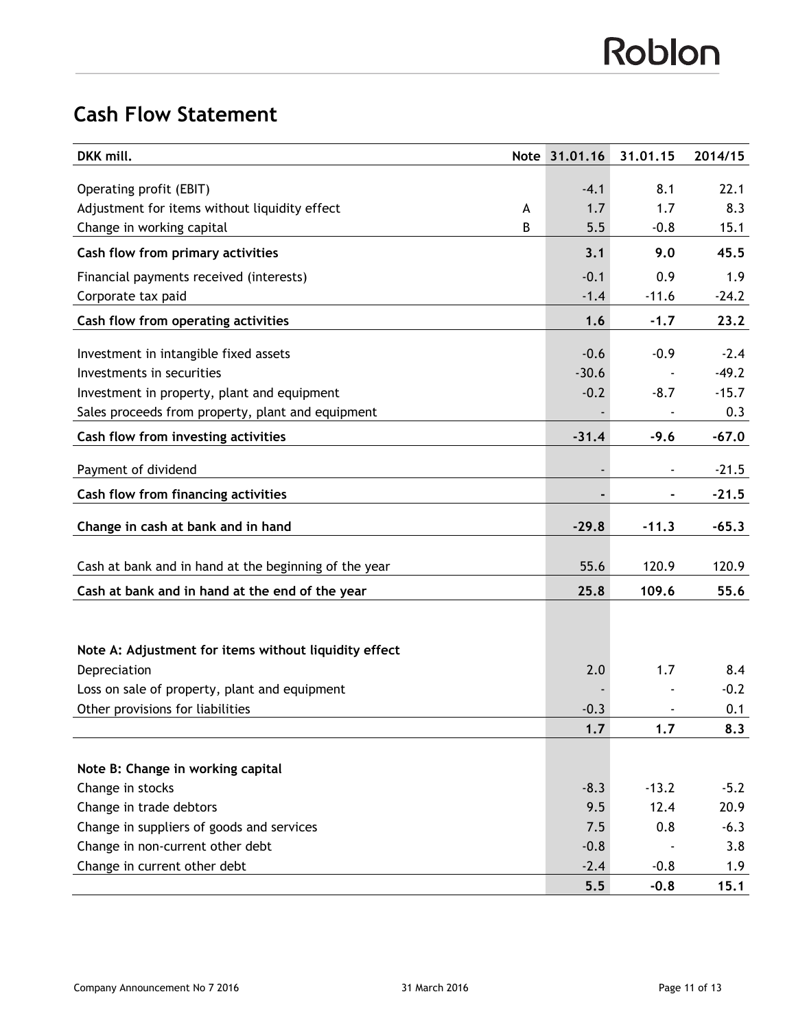## Cash Flow Statement

| DKK mill. | Note | 31.01.16 | 31.01.15 | 2014/15 |
|---|---|---|---|---|
| Operating profit (EBIT) | | -4.1 | 8.1 | 22.1 |
| Adjustment for items without liquidity effect | A | 1.7 | 1.7 | 8.3 |
| Change in working capital | B | 5.5 | -0.8 | 15.1 |
| **Cash flow from primary activities** | | **3.1** | **9.0** | **45.5** |
| Financial payments received (interests) | | -0.1 | 0.9 | 1.9 |
| Corporate tax paid | | -1.4 | -11.6 | -24.2 |
| **Cash flow from operating activities** | | **1.6** | **-1.7** | **23.2** |
| Investment in intangible fixed assets | | -0.6 | -0.9 | -2.4 |
| Investments in securities | | -30.6 | - | -49.2 |
| Investment in property, plant and equipment | | -0.2 | -8.7 | -15.7 |
| Sales proceeds from property, plant and equipment | | - | - | 0.3 |
| **Cash flow from investing activities** | | **-31.4** | **-9.6** | **-67.0** |
| Payment of dividend | | - | - | -21.5 |
| **Cash flow from financing activities** | | **-** | **-** | **-21.5** |
| **Change in cash at bank and in hand** | | **-29.8** | **-11.3** | **-65.3** |
| Cash at bank and in hand at the beginning of the year | | 55.6 | 120.9 | 120.9 |
| **Cash at bank and in hand at the end of the year** | | **25.8** | **109.6** | **55.6** |

| **Note A: Adjustment for items without liquidity effect** | | | | |
|---|---|---|---|---|
| Depreciation | | 2.0 | 1.7 | 8.4 |
| Loss on sale of property, plant and equipment | | - | - | -0.2 |
| Other provisions for liabilities | | -0.3 | - | 0.1 |
| | | **1.7** | **1.7** | **8.3** |

| **Note B: Change in working capital** | | | | |
|---|---|---|---|---|
| Change in stocks | | -8.3 | -13.2 | -5.2 |
| Change in trade debtors | | 9.5 | 12.4 | 20.9 |
| Change in suppliers of goods and services | | 7.5 | 0.8 | -6.3 |
| Change in non-current other debt | | -0.8 | - | 3.8 |
| Change in current other debt | | -2.4 | -0.8 | 1.9 |
| | | **5.5** | **-0.8** | **15.1** |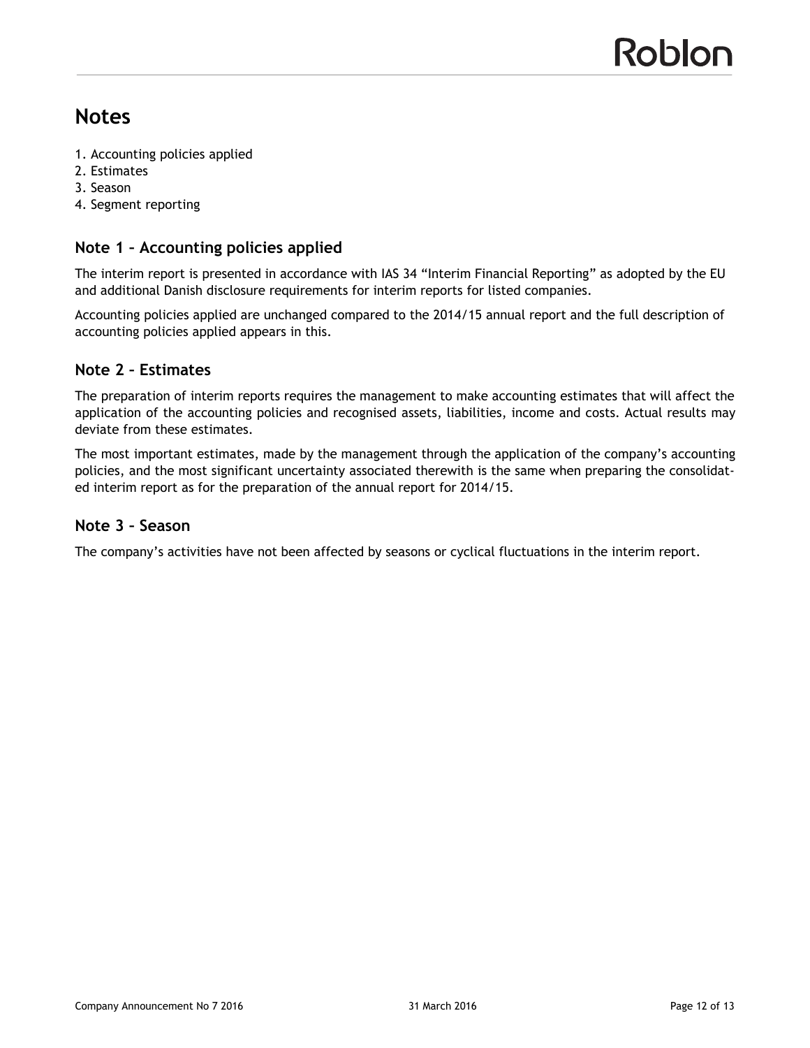# Notes

1. Accounting policies applied
2. Estimates
3. Season
4. Segment reporting

## Note 1 – Accounting policies applied

The interim report is presented in accordance with IAS 34 "Interim Financial Reporting" as adopted by the EU and additional Danish disclosure requirements for interim reports for listed companies.

Accounting policies applied are unchanged compared to the 2014/15 annual report and the full description of accounting policies applied appears in this.

## Note 2 – Estimates

The preparation of interim reports requires the management to make accounting estimates that will affect the application of the accounting policies and recognised assets, liabilities, income and costs. Actual results may deviate from these estimates.

The most important estimates, made by the management through the application of the company's accounting policies, and the most significant uncertainty associated therewith is the same when preparing the consolidated interim report as for the preparation of the annual report for 2014/15.

## Note 3 – Season

The company's activities have not been affected by seasons or cyclical fluctuations in the interim report.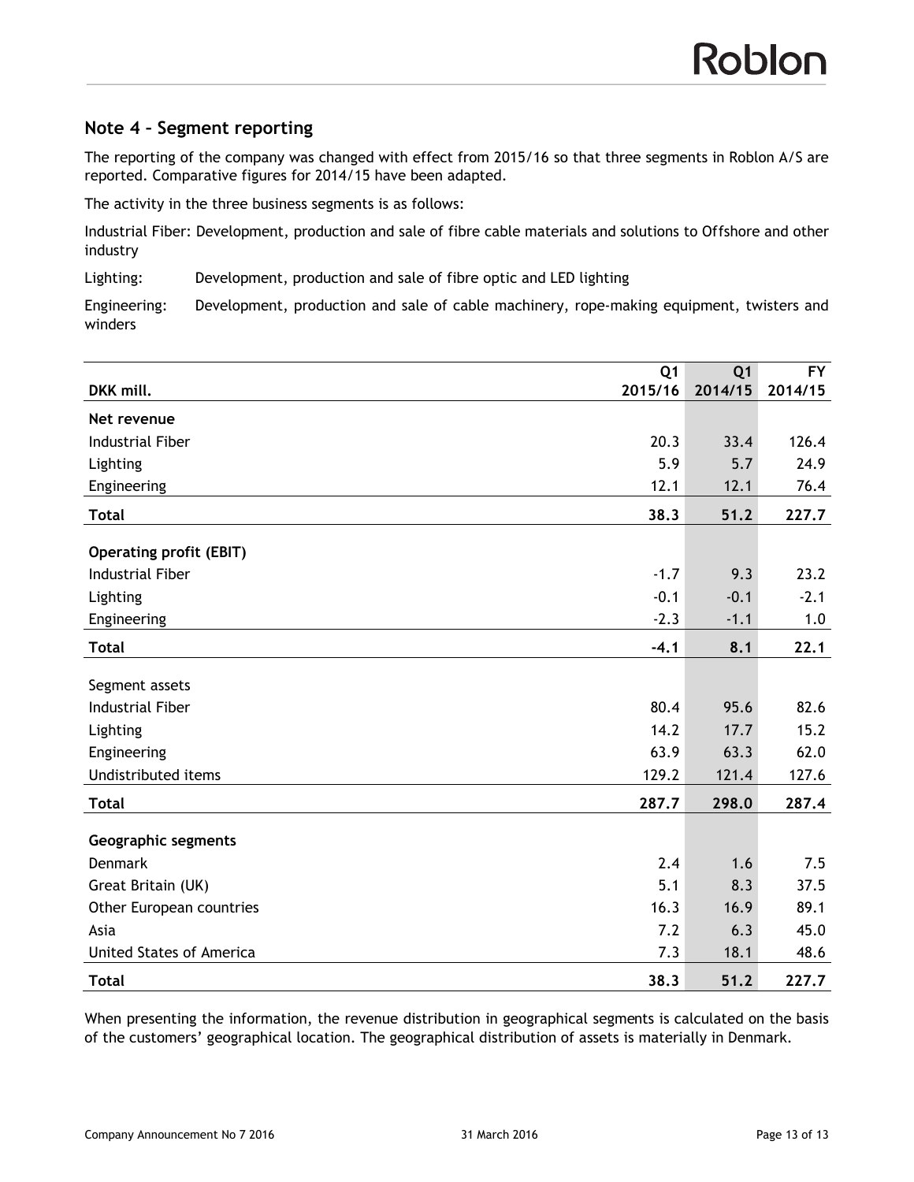## Note 4 – Segment reporting

The reporting of the company was changed with effect from 2015/16 so that three segments in Roblon A/S are reported. Comparative figures for 2014/15 have been adapted.

The activity in the three business segments is as follows:

Industrial Fiber: Development, production and sale of fibre cable materials and solutions to Offshore and other industry

Lighting: Development, production and sale of fibre optic and LED lighting

Engineering: Development, production and sale of cable machinery, rope-making equipment, twisters and winders

| DKK mill. | Q1 2015/16 | Q1 2014/15 | FY 2014/15 |
|---|---|---|---|
| **Net revenue** | | | |
| Industrial Fiber | 20.3 | 33.4 | 126.4 |
| Lighting | 5.9 | 5.7 | 24.9 |
| Engineering | 12.1 | 12.1 | 76.4 |
| **Total** | **38.3** | **51.2** | **227.7** |
| **Operating profit (EBIT)** | | | |
| Industrial Fiber | -1.7 | 9.3 | 23.2 |
| Lighting | -0.1 | -0.1 | -2.1 |
| Engineering | -2.3 | -1.1 | 1.0 |
| **Total** | **-4.1** | **8.1** | **22.1** |
| Segment assets | | | |
| Industrial Fiber | 80.4 | 95.6 | 82.6 |
| Lighting | 14.2 | 17.7 | 15.2 |
| Engineering | 63.9 | 63.3 | 62.0 |
| Undistributed items | 129.2 | 121.4 | 127.6 |
| **Total** | **287.7** | **298.0** | **287.4** |
| **Geographic segments** | | | |
| Denmark | 2.4 | 1.6 | 7.5 |
| Great Britain (UK) | 5.1 | 8.3 | 37.5 |
| Other European countries | 16.3 | 16.9 | 89.1 |
| Asia | 7.2 | 6.3 | 45.0 |
| United States of America | 7.3 | 18.1 | 48.6 |
| **Total** | **38.3** | **51.2** | **227.7** |

When presenting the information, the revenue distribution in geographical segments is calculated on the basis of the customers' geographical location. The geographical distribution of assets is materially in Denmark.